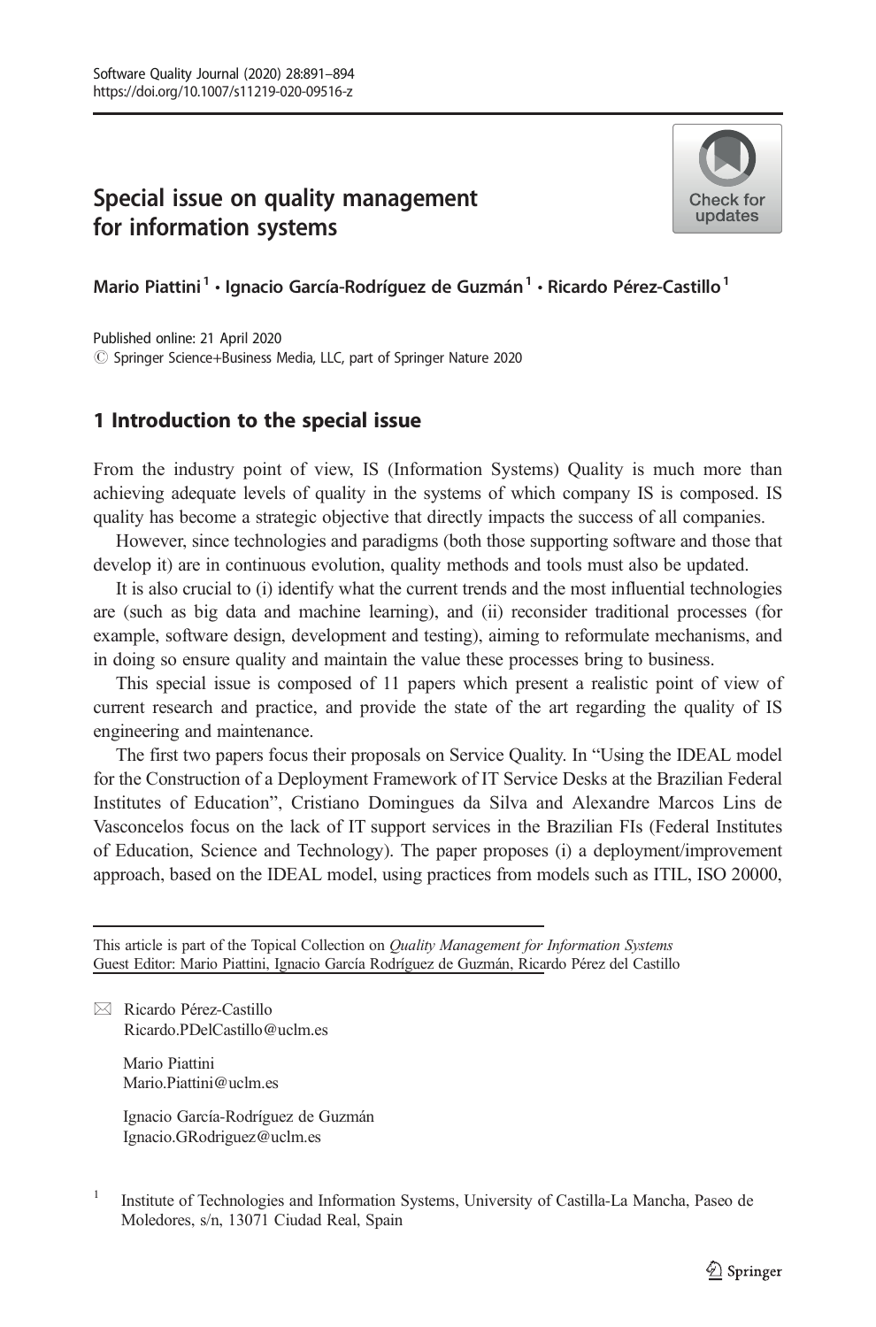# Special issue on quality management for information systems

Mario Piattini[1] · Ignacio García-Rodríguez de Guzmán[1] · Ricardo Pérez-Castillo[1]

Published online: 21 April 2020
© Springer Science+Business Media, LLC, part of Springer Nature 2020

## 1 Introduction to the special issue

From the industry point of view, IS (Information Systems) Quality is much more than achieving adequate levels of quality in the systems of which company IS is composed. IS quality has become a strategic objective that directly impacts the success of all companies.

However, since technologies and paradigms (both those supporting software and those that develop it) are in continuous evolution, quality methods and tools must also be updated.

It is also crucial to (i) identify what the current trends and the most influential technologies are (such as big data and machine learning), and (ii) reconsider traditional processes (for example, software design, development and testing), aiming to reformulate mechanisms, and in doing so ensure quality and maintain the value these processes bring to business.

This special issue is composed of 11 papers which present a realistic point of view of current research and practice, and provide the state of the art regarding the quality of IS engineering and maintenance.

The first two papers focus their proposals on Service Quality. In "Using the IDEAL model for the Construction of a Deployment Framework of IT Service Desks at the Brazilian Federal Institutes of Education", Cristiano Domingues da Silva and Alexandre Marcos Lins de Vasconcelos focus on the lack of IT support services in the Brazilian FIs (Federal Institutes of Education, Science and Technology). The paper proposes (i) a deployment/improvement approach, based on the IDEAL model, using practices from models such as ITIL, ISO 20000,

---

This article is part of the Topical Collection on *Quality Management for Information Systems*
Guest Editor: Mario Piattini, Ignacio García Rodríguez de Guzmán, Ricardo Pérez del Castillo

✉ Ricardo Pérez-Castillo
Ricardo.PDelCastillo@uclm.es

Mario Piattini
Mario.Piattini@uclm.es

Ignacio García-Rodríguez de Guzmán
Ignacio.GRodriguez@uclm.es

[1] Institute of Technologies and Information Systems, University of Castilla-La Mancha, Paseo de Moledores, s/n, 13071 Ciudad Real, Spain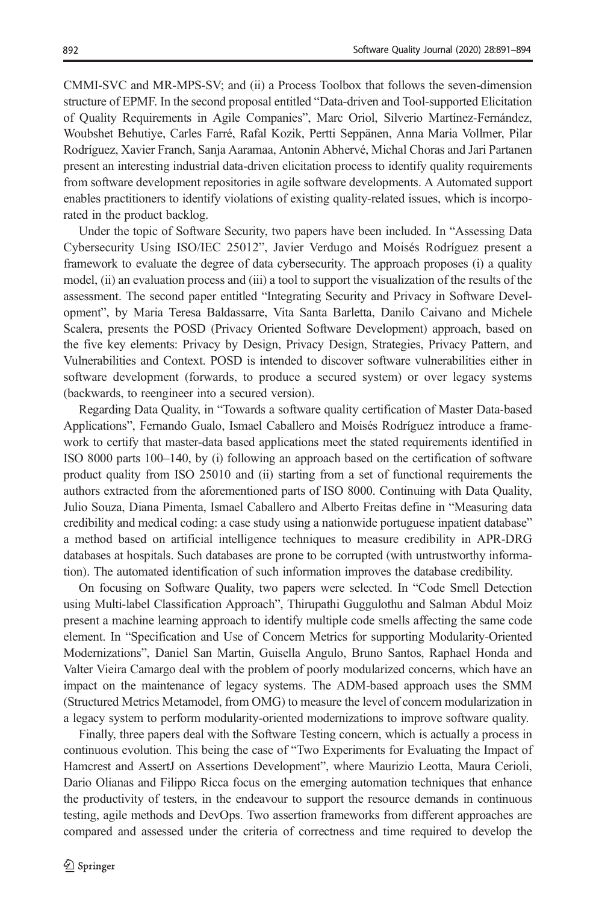CMMI-SVC and MR-MPS-SV; and (ii) a Process Toolbox that follows the seven-dimension structure of EPMF. In the second proposal entitled "Data-driven and Tool-supported Elicitation of Quality Requirements in Agile Companies", Marc Oriol, Silverio Martínez-Fernández, Woubshet Behutiye, Carles Farré, Rafal Kozik, Pertti Seppänen, Anna Maria Vollmer, Pilar Rodríguez, Xavier Franch, Sanja Aaramaa, Antonin Abhervé, Michal Choras and Jari Partanen present an interesting industrial data-driven elicitation process to identify quality requirements from software development repositories in agile software developments. A Automated support enables practitioners to identify violations of existing quality-related issues, which is incorporated in the product backlog.

Under the topic of Software Security, two papers have been included. In "Assessing Data Cybersecurity Using ISO/IEC 25012", Javier Verdugo and Moisés Rodríguez present a framework to evaluate the degree of data cybersecurity. The approach proposes (i) a quality model, (ii) an evaluation process and (iii) a tool to support the visualization of the results of the assessment. The second paper entitled "Integrating Security and Privacy in Software Development", by Maria Teresa Baldassarre, Vita Santa Barletta, Danilo Caivano and Michele Scalera, presents the POSD (Privacy Oriented Software Development) approach, based on the five key elements: Privacy by Design, Privacy Design, Strategies, Privacy Pattern, and Vulnerabilities and Context. POSD is intended to discover software vulnerabilities either in software development (forwards, to produce a secured system) or over legacy systems (backwards, to reengineer into a secured version).

Regarding Data Quality, in "Towards a software quality certification of Master Data-based Applications", Fernando Gualo, Ismael Caballero and Moisés Rodríguez introduce a framework to certify that master-data based applications meet the stated requirements identified in ISO 8000 parts 100–140, by (i) following an approach based on the certification of software product quality from ISO 25010 and (ii) starting from a set of functional requirements the authors extracted from the aforementioned parts of ISO 8000. Continuing with Data Quality, Julio Souza, Diana Pimenta, Ismael Caballero and Alberto Freitas define in "Measuring data credibility and medical coding: a case study using a nationwide portuguese inpatient database" a method based on artificial intelligence techniques to measure credibility in APR-DRG databases at hospitals. Such databases are prone to be corrupted (with untrustworthy information). The automated identification of such information improves the database credibility.

On focusing on Software Quality, two papers were selected. In "Code Smell Detection using Multi-label Classification Approach", Thirupathi Guggulothu and Salman Abdul Moiz present a machine learning approach to identify multiple code smells affecting the same code element. In "Specification and Use of Concern Metrics for supporting Modularity-Oriented Modernizations", Daniel San Martin, Guisella Angulo, Bruno Santos, Raphael Honda and Valter Vieira Camargo deal with the problem of poorly modularized concerns, which have an impact on the maintenance of legacy systems. The ADM-based approach uses the SMM (Structured Metrics Metamodel, from OMG) to measure the level of concern modularization in a legacy system to perform modularity-oriented modernizations to improve software quality.

Finally, three papers deal with the Software Testing concern, which is actually a process in continuous evolution. This being the case of "Two Experiments for Evaluating the Impact of Hamcrest and AssertJ on Assertions Development", where Maurizio Leotta, Maura Cerioli, Dario Olianas and Filippo Ricca focus on the emerging automation techniques that enhance the productivity of testers, in the endeavour to support the resource demands in continuous testing, agile methods and DevOps. Two assertion frameworks from different approaches are compared and assessed under the criteria of correctness and time required to develop the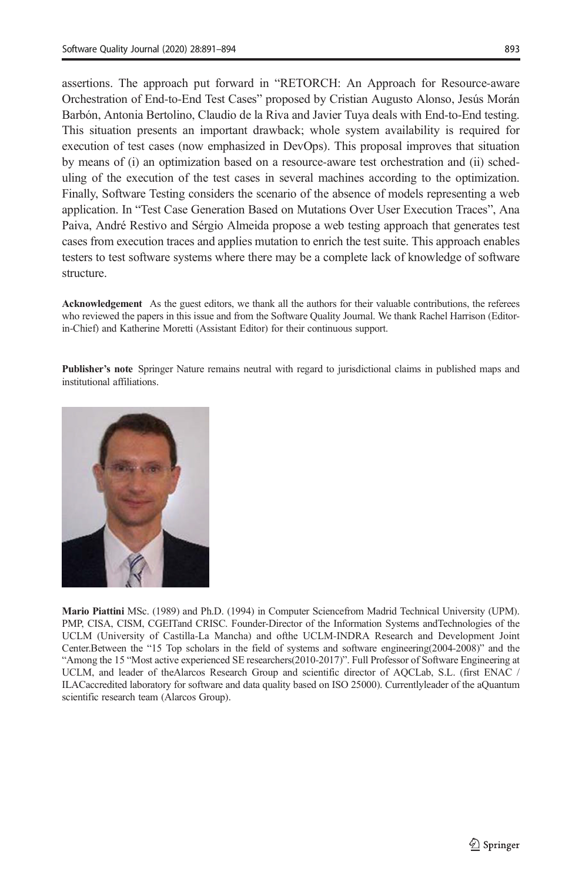assertions. The approach put forward in "RETORCH: An Approach for Resource-aware Orchestration of End-to-End Test Cases" proposed by Cristian Augusto Alonso, Jesús Morán Barbón, Antonia Bertolino, Claudio de la Riva and Javier Tuya deals with End-to-End testing. This situation presents an important drawback; whole system availability is required for execution of test cases (now emphasized in DevOps). This proposal improves that situation by means of (i) an optimization based on a resource-aware test orchestration and (ii) scheduling of the execution of the test cases in several machines according to the optimization. Finally, Software Testing considers the scenario of the absence of models representing a web application. In "Test Case Generation Based on Mutations Over User Execution Traces", Ana Paiva, André Restivo and Sérgio Almeida propose a web testing approach that generates test cases from execution traces and applies mutation to enrich the test suite. This approach enables testers to test software systems where there may be a complete lack of knowledge of software structure.

**Acknowledgement** As the guest editors, we thank all the authors for their valuable contributions, the referees who reviewed the papers in this issue and from the Software Quality Journal. We thank Rachel Harrison (Editor-in-Chief) and Katherine Moretti (Assistant Editor) for their continuous support.

**Publisher's note** Springer Nature remains neutral with regard to jurisdictional claims in published maps and institutional affiliations.

**Mario Piattini** MSc. (1989) and Ph.D. (1994) in Computer Sciencefrom Madrid Technical University (UPM). PMP, CISA, CISM, CGEITand CRISC. Founder-Director of the Information Systems andTechnologies of the UCLM (University of Castilla-La Mancha) and ofthe UCLM-INDRA Research and Development Joint Center.Between the "15 Top scholars in the field of systems and software engineering(2004-2008)" and the "Among the 15 "Most active experienced SE researchers(2010-2017)". Full Professor of Software Engineering at UCLM, and leader of theAlarcos Research Group and scientific director of AQCLab, S.L. (first ENAC / ILACaccredited laboratory for software and data quality based on ISO 25000). Currentlyleader of the aQuantum scientific research team (Alarcos Group).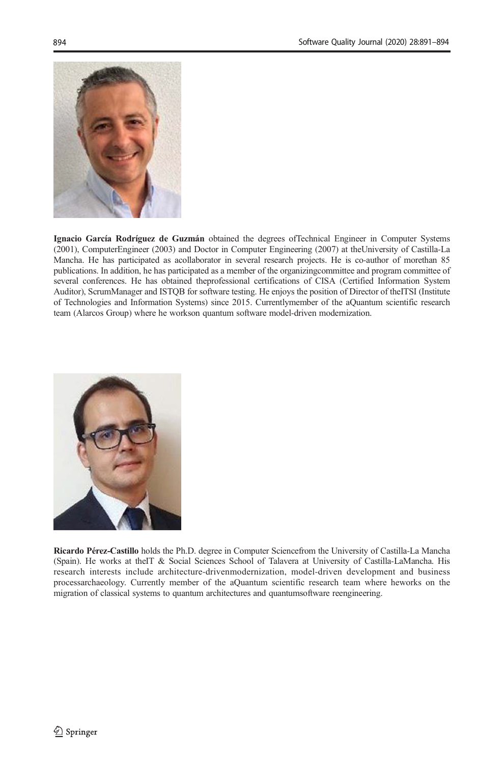**Ignacio García Rodríguez de Guzmán** obtained the degrees ofTechnical Engineer in Computer Systems (2001), ComputerEngineer (2003) and Doctor in Computer Engineering (2007) at theUniversity of Castilla-La Mancha. He has participated as acollaborator in several research projects. He is co-author of morethan 85 publications. In addition, he has participated as a member of the organizingcommittee and program committee of several conferences. He has obtained theprofessional certifications of CISA (Certified Information System Auditor), ScrumManager and ISTQB for software testing. He enjoys the position of Director of theITSI (Institute of Technologies and Information Systems) since 2015. Currentlymember of the aQuantum scientific research team (Alarcos Group) where he workson quantum software model-driven modernization.

**Ricardo Pérez-Castillo** holds the Ph.D. degree in Computer Sciencefrom the University of Castilla-La Mancha (Spain). He works at theIT & Social Sciences School of Talavera at University of Castilla-LaMancha. His research interests include architecture-drivenmodernization, model-driven development and business processarchaeology. Currently member of the aQuantum scientific research team where heworks on the migration of classical systems to quantum architectures and quantumsoftware reengineering.